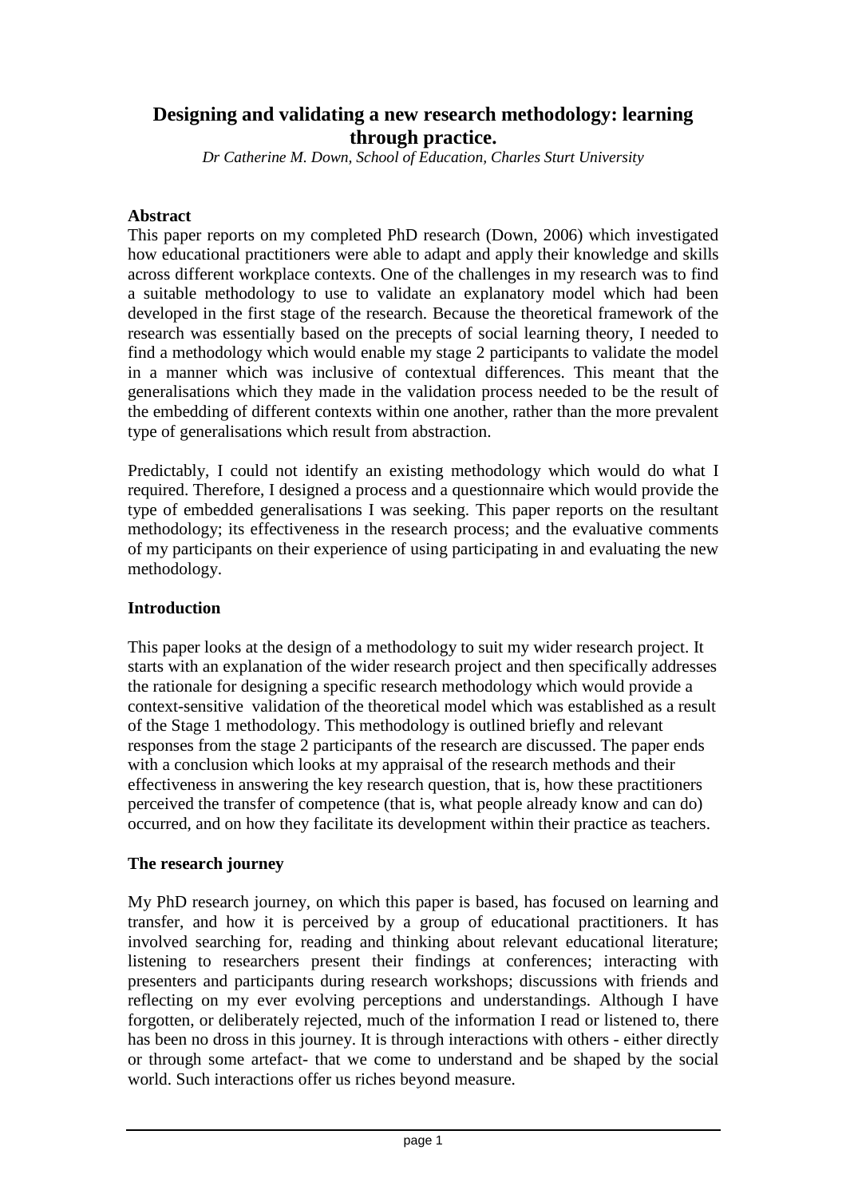# Designing and validating a new research methodology: learning through practice.

*Dr Catherine M. Down, School of Education, Charles Sturt University*

**Abstract**

This paper reports on my completed PhD research (Down, 2006) which investigated how educational practitioners were able to adapt and apply their knowledge and skills across different workplace contexts. One of the challenges in my research was to find a suitable methodology to use to validate an explanatory model which had been developed in the first stage of the research. Because the theoretical framework of the research was essentially based on the precepts of social learning theory, I needed to find a methodology which would enable my stage 2 participants to validate the model in a manner which was inclusive of contextual differences. This meant that the generalisations which they made in the validation process needed to be the result of the embedding of different contexts within one another, rather than the more prevalent type of generalisations which result from abstraction.

Predictably, I could not identify an existing methodology which would do what I required. Therefore, I designed a process and a questionnaire which would provide the type of embedded generalisations I was seeking. This paper reports on the resultant methodology; its effectiveness in the research process; and the evaluative comments of my participants on their experience of using participating in and evaluating the new methodology.

**Introduction**

This paper looks at the design of a methodology to suit my wider research project. It starts with an explanation of the wider research project and then specifically addresses the rationale for designing a specific research methodology which would provide a context-sensitive validation of the theoretical model which was established as a result of the Stage 1 methodology. This methodology is outlined briefly and relevant responses from the stage 2 participants of the research are discussed. The paper ends with a conclusion which looks at my appraisal of the research methods and their effectiveness in answering the key research question, that is, how these practitioners perceived the transfer of competence (that is, what people already know and can do) occurred, and on how they facilitate its development within their practice as teachers.

**The research journey**

My PhD research journey, on which this paper is based, has focused on learning and transfer, and how it is perceived by a group of educational practitioners. It has involved searching for, reading and thinking about relevant educational literature; listening to researchers present their findings at conferences; interacting with presenters and participants during research workshops; discussions with friends and reflecting on my ever evolving perceptions and understandings. Although I have forgotten, or deliberately rejected, much of the information I read or listened to, there has been no dross in this journey. It is through interactions with others - either directly or through some artefact- that we come to understand and be shaped by the social world. Such interactions offer us riches beyond measure.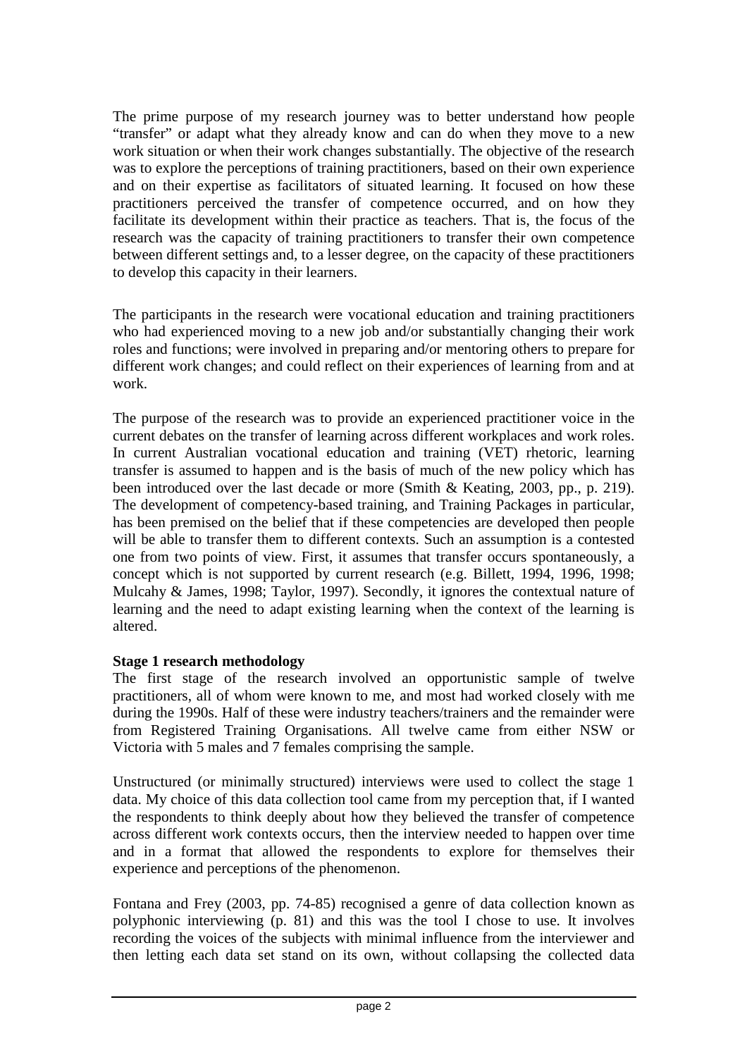The prime purpose of my research journey was to better understand how people "transfer" or adapt what they already know and can do when they move to a new work situation or when their work changes substantially. The objective of the research was to explore the perceptions of training practitioners, based on their own experience and on their expertise as facilitators of situated learning. It focused on how these practitioners perceived the transfer of competence occurred, and on how they facilitate its development within their practice as teachers. That is, the focus of the research was the capacity of training practitioners to transfer their own competence between different settings and, to a lesser degree, on the capacity of these practitioners to develop this capacity in their learners.

The participants in the research were vocational education and training practitioners who had experienced moving to a new job and/or substantially changing their work roles and functions; were involved in preparing and/or mentoring others to prepare for different work changes; and could reflect on their experiences of learning from and at work.

The purpose of the research was to provide an experienced practitioner voice in the current debates on the transfer of learning across different workplaces and work roles. In current Australian vocational education and training (VET) rhetoric, learning transfer is assumed to happen and is the basis of much of the new policy which has been introduced over the last decade or more (Smith & Keating, 2003, pp., p. 219). The development of competency-based training, and Training Packages in particular, has been premised on the belief that if these competencies are developed then people will be able to transfer them to different contexts. Such an assumption is a contested one from two points of view. First, it assumes that transfer occurs spontaneously, a concept which is not supported by current research (e.g. Billett, 1994, 1996, 1998; Mulcahy & James, 1998; Taylor, 1997). Secondly, it ignores the contextual nature of learning and the need to adapt existing learning when the context of the learning is altered.

**Stage 1 research methodology**

The first stage of the research involved an opportunistic sample of twelve practitioners, all of whom were known to me, and most had worked closely with me during the 1990s. Half of these were industry teachers/trainers and the remainder were from Registered Training Organisations. All twelve came from either NSW or Victoria with 5 males and 7 females comprising the sample.

Unstructured (or minimally structured) interviews were used to collect the stage 1 data. My choice of this data collection tool came from my perception that, if I wanted the respondents to think deeply about how they believed the transfer of competence across different work contexts occurs, then the interview needed to happen over time and in a format that allowed the respondents to explore for themselves their experience and perceptions of the phenomenon.

Fontana and Frey (2003, pp. 74-85) recognised a genre of data collection known as polyphonic interviewing (p. 81) and this was the tool I chose to use. It involves recording the voices of the subjects with minimal influence from the interviewer and then letting each data set stand on its own, without collapsing the collected data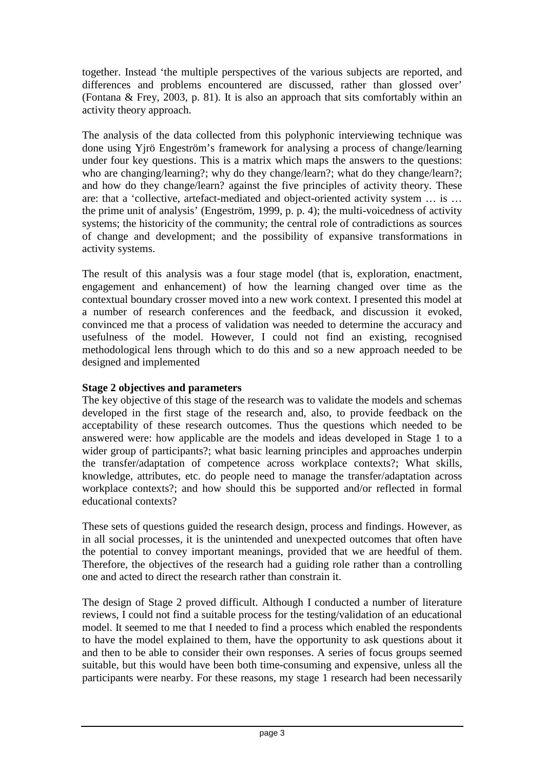together. Instead 'the multiple perspectives of the various subjects are reported, and differences and problems encountered are discussed, rather than glossed over' (Fontana & Frey, 2003, p. 81). It is also an approach that sits comfortably within an activity theory approach.

The analysis of the data collected from this polyphonic interviewing technique was done using Yjrö Engeström's framework for analysing a process of change/learning under four key questions. This is a matrix which maps the answers to the questions: who are changing/learning?; why do they change/learn?; what do they change/learn?; and how do they change/learn? against the five principles of activity theory. These are: that a 'collective, artefact-mediated and object-oriented activity system … is … the prime unit of analysis' (Engeström, 1999, p. p. 4); the multi-voicedness of activity systems; the historicity of the community; the central role of contradictions as sources of change and development; and the possibility of expansive transformations in activity systems.

The result of this analysis was a four stage model (that is, exploration, enactment, engagement and enhancement) of how the learning changed over time as the contextual boundary crosser moved into a new work context. I presented this model at a number of research conferences and the feedback, and discussion it evoked, convinced me that a process of validation was needed to determine the accuracy and usefulness of the model. However, I could not find an existing, recognised methodological lens through which to do this and so a new approach needed to be designed and implemented

**Stage 2 objectives and parameters**

The key objective of this stage of the research was to validate the models and schemas developed in the first stage of the research and, also, to provide feedback on the acceptability of these research outcomes. Thus the questions which needed to be answered were: how applicable are the models and ideas developed in Stage 1 to a wider group of participants?; what basic learning principles and approaches underpin the transfer/adaptation of competence across workplace contexts?; What skills, knowledge, attributes, etc. do people need to manage the transfer/adaptation across workplace contexts?; and how should this be supported and/or reflected in formal educational contexts?

These sets of questions guided the research design, process and findings. However, as in all social processes, it is the unintended and unexpected outcomes that often have the potential to convey important meanings, provided that we are heedful of them. Therefore, the objectives of the research had a guiding role rather than a controlling one and acted to direct the research rather than constrain it.

The design of Stage 2 proved difficult. Although I conducted a number of literature reviews, I could not find a suitable process for the testing/validation of an educational model. It seemed to me that I needed to find a process which enabled the respondents to have the model explained to them, have the opportunity to ask questions about it and then to be able to consider their own responses. A series of focus groups seemed suitable, but this would have been both time-consuming and expensive, unless all the participants were nearby. For these reasons, my stage 1 research had been necessarily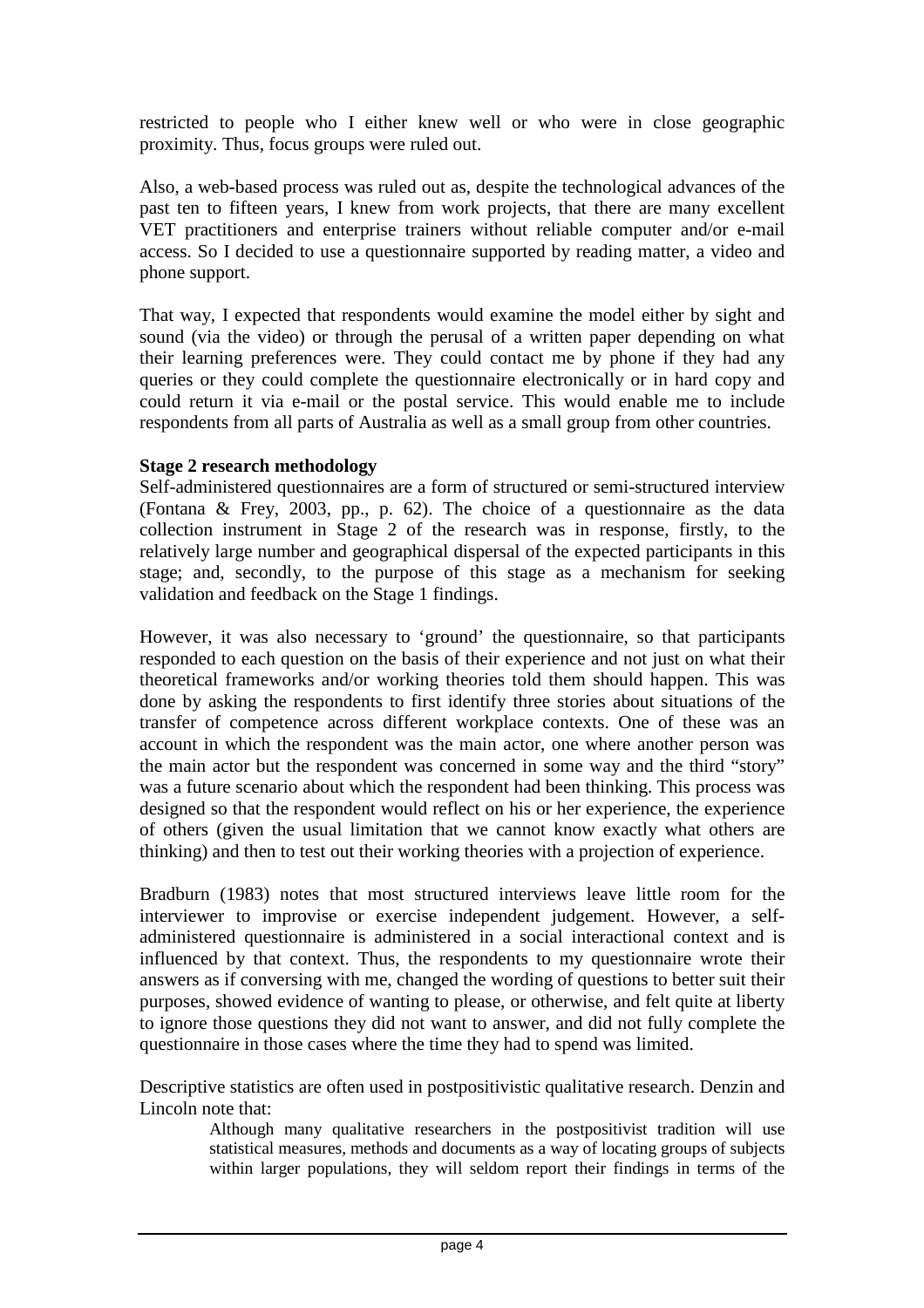restricted to people who I either knew well or who were in close geographic proximity. Thus, focus groups were ruled out.

Also, a web-based process was ruled out as, despite the technological advances of the past ten to fifteen years, I knew from work projects, that there are many excellent VET practitioners and enterprise trainers without reliable computer and/or e-mail access. So I decided to use a questionnaire supported by reading matter, a video and phone support.

That way, I expected that respondents would examine the model either by sight and sound (via the video) or through the perusal of a written paper depending on what their learning preferences were. They could contact me by phone if they had any queries or they could complete the questionnaire electronically or in hard copy and could return it via e-mail or the postal service. This would enable me to include respondents from all parts of Australia as well as a small group from other countries.

**Stage 2 research methodology**

Self-administered questionnaires are a form of structured or semi-structured interview (Fontana & Frey, 2003, pp., p. 62). The choice of a questionnaire as the data collection instrument in Stage 2 of the research was in response, firstly, to the relatively large number and geographical dispersal of the expected participants in this stage; and, secondly, to the purpose of this stage as a mechanism for seeking validation and feedback on the Stage 1 findings.

However, it was also necessary to 'ground' the questionnaire, so that participants responded to each question on the basis of their experience and not just on what their theoretical frameworks and/or working theories told them should happen. This was done by asking the respondents to first identify three stories about situations of the transfer of competence across different workplace contexts. One of these was an account in which the respondent was the main actor, one where another person was the main actor but the respondent was concerned in some way and the third "story" was a future scenario about which the respondent had been thinking. This process was designed so that the respondent would reflect on his or her experience, the experience of others (given the usual limitation that we cannot know exactly what others are thinking) and then to test out their working theories with a projection of experience.

Bradburn (1983) notes that most structured interviews leave little room for the interviewer to improvise or exercise independent judgement. However, a self-administered questionnaire is administered in a social interactional context and is influenced by that context. Thus, the respondents to my questionnaire wrote their answers as if conversing with me, changed the wording of questions to better suit their purposes, showed evidence of wanting to please, or otherwise, and felt quite at liberty to ignore those questions they did not want to answer, and did not fully complete the questionnaire in those cases where the time they had to spend was limited.

Descriptive statistics are often used in postpositivistic qualitative research. Denzin and Lincoln note that:

> Although many qualitative researchers in the postpositivist tradition will use statistical measures, methods and documents as a way of locating groups of subjects within larger populations, they will seldom report their findings in terms of the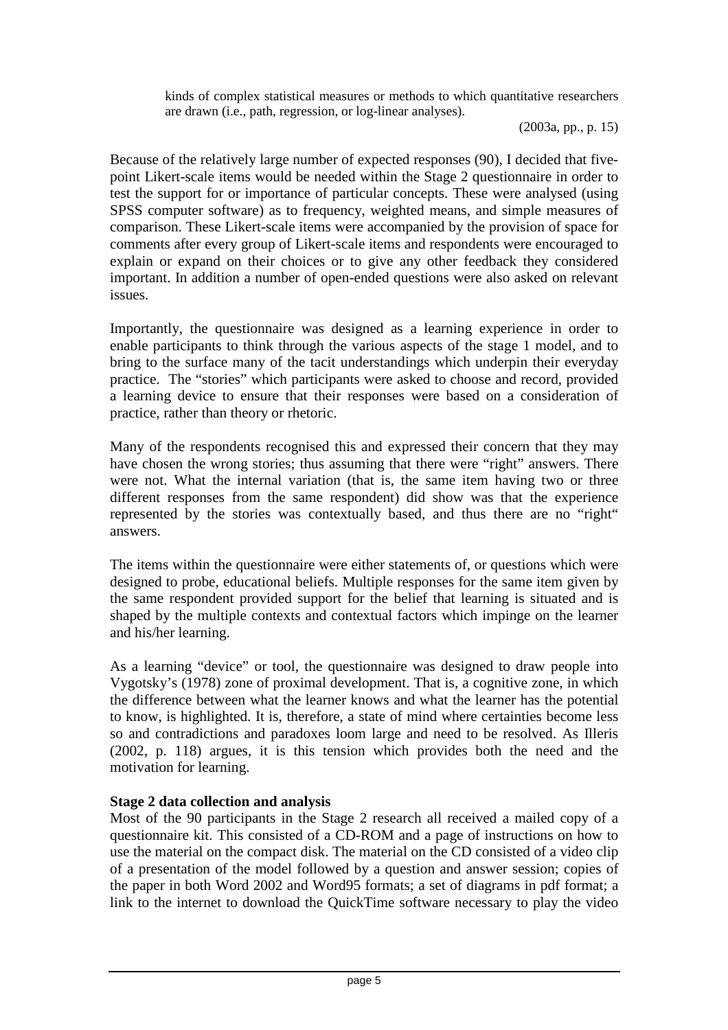> kinds of complex statistical measures or methods to which quantitative researchers are drawn (i.e., path, regression, or log-linear analyses).
>
> (2003a, pp., p. 15)

Because of the relatively large number of expected responses (90), I decided that five-point Likert-scale items would be needed within the Stage 2 questionnaire in order to test the support for or importance of particular concepts. These were analysed (using SPSS computer software) as to frequency, weighted means, and simple measures of comparison. These Likert-scale items were accompanied by the provision of space for comments after every group of Likert-scale items and respondents were encouraged to explain or expand on their choices or to give any other feedback they considered important. In addition a number of open-ended questions were also asked on relevant issues.

Importantly, the questionnaire was designed as a learning experience in order to enable participants to think through the various aspects of the stage 1 model, and to bring to the surface many of the tacit understandings which underpin their everyday practice. The "stories" which participants were asked to choose and record, provided a learning device to ensure that their responses were based on a consideration of practice, rather than theory or rhetoric.

Many of the respondents recognised this and expressed their concern that they may have chosen the wrong stories; thus assuming that there were "right" answers. There were not. What the internal variation (that is, the same item having two or three different responses from the same respondent) did show was that the experience represented by the stories was contextually based, and thus there are no "right" answers.

The items within the questionnaire were either statements of, or questions which were designed to probe, educational beliefs. Multiple responses for the same item given by the same respondent provided support for the belief that learning is situated and is shaped by the multiple contexts and contextual factors which impinge on the learner and his/her learning.

As a learning "device" or tool, the questionnaire was designed to draw people into Vygotsky's (1978) zone of proximal development. That is, a cognitive zone, in which the difference between what the learner knows and what the learner has the potential to know, is highlighted. It is, therefore, a state of mind where certainties become less so and contradictions and paradoxes loom large and need to be resolved. As Illeris (2002, p. 118) argues, it is this tension which provides both the need and the motivation for learning.

**Stage 2 data collection and analysis**

Most of the 90 participants in the Stage 2 research all received a mailed copy of a questionnaire kit. This consisted of a CD-ROM and a page of instructions on how to use the material on the compact disk. The material on the CD consisted of a video clip of a presentation of the model followed by a question and answer session; copies of the paper in both Word 2002 and Word95 formats; a set of diagrams in pdf format; a link to the internet to download the QuickTime software necessary to play the video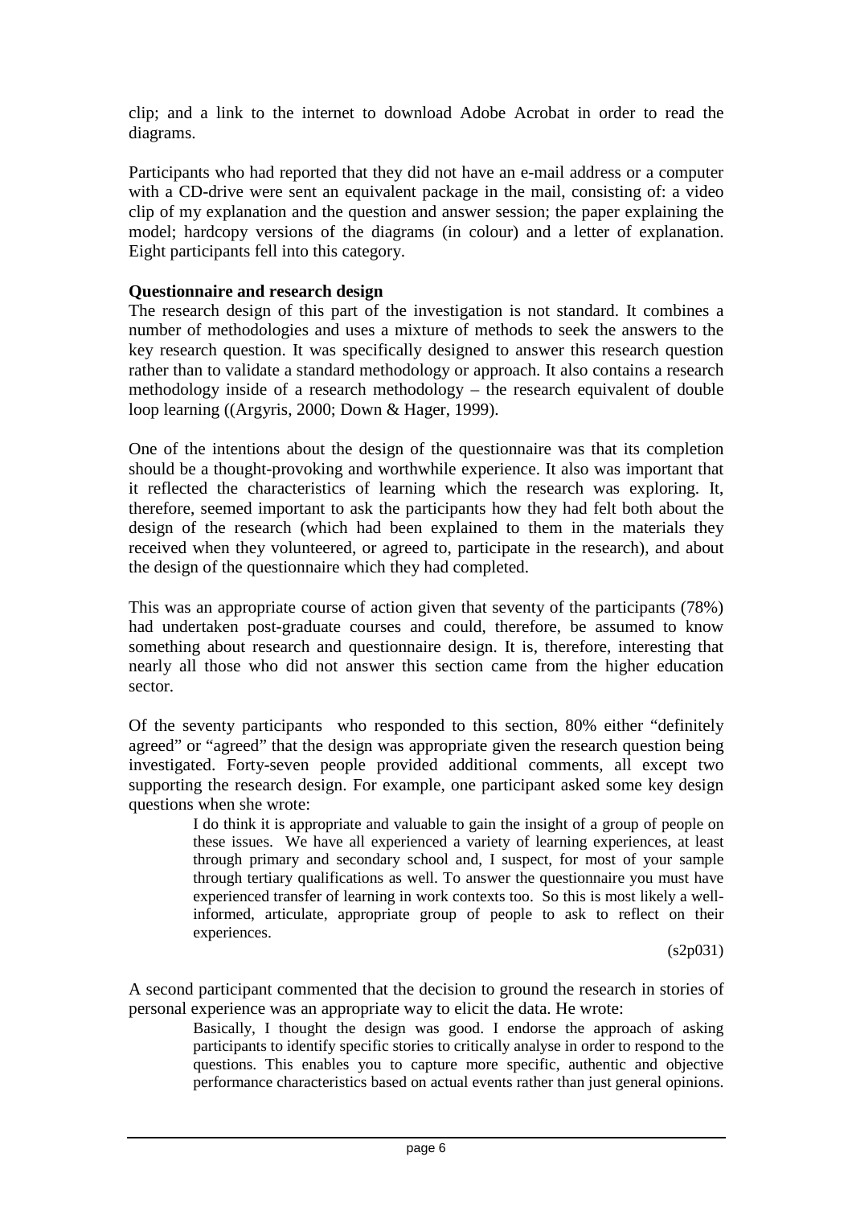clip; and a link to the internet to download Adobe Acrobat in order to read the diagrams.

Participants who had reported that they did not have an e-mail address or a computer with a CD-drive were sent an equivalent package in the mail, consisting of: a video clip of my explanation and the question and answer session; the paper explaining the model; hardcopy versions of the diagrams (in colour) and a letter of explanation. Eight participants fell into this category.

**Questionnaire and research design**

The research design of this part of the investigation is not standard. It combines a number of methodologies and uses a mixture of methods to seek the answers to the key research question. It was specifically designed to answer this research question rather than to validate a standard methodology or approach. It also contains a research methodology inside of a research methodology – the research equivalent of double loop learning ((Argyris, 2000; Down & Hager, 1999).

One of the intentions about the design of the questionnaire was that its completion should be a thought-provoking and worthwhile experience. It also was important that it reflected the characteristics of learning which the research was exploring. It, therefore, seemed important to ask the participants how they had felt both about the design of the research (which had been explained to them in the materials they received when they volunteered, or agreed to, participate in the research), and about the design of the questionnaire which they had completed.

This was an appropriate course of action given that seventy of the participants (78%) had undertaken post-graduate courses and could, therefore, be assumed to know something about research and questionnaire design. It is, therefore, interesting that nearly all those who did not answer this section came from the higher education sector.

Of the seventy participants who responded to this section, 80% either "definitely agreed" or "agreed" that the design was appropriate given the research question being investigated. Forty-seven people provided additional comments, all except two supporting the research design. For example, one participant asked some key design questions when she wrote:

> I do think it is appropriate and valuable to gain the insight of a group of people on these issues. We have all experienced a variety of learning experiences, at least through primary and secondary school and, I suspect, for most of your sample through tertiary qualifications as well. To answer the questionnaire you must have experienced transfer of learning in work contexts too. So this is most likely a well-informed, articulate, appropriate group of people to ask to reflect on their experiences.
>
> (s2p031)

A second participant commented that the decision to ground the research in stories of personal experience was an appropriate way to elicit the data. He wrote:

> Basically, I thought the design was good. I endorse the approach of asking participants to identify specific stories to critically analyse in order to respond to the questions. This enables you to capture more specific, authentic and objective performance characteristics based on actual events rather than just general opinions.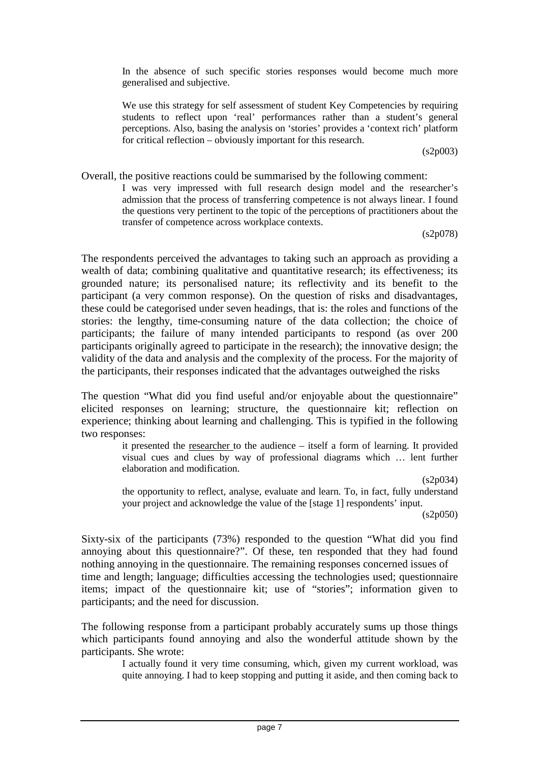> In the absence of such specific stories responses would become much more generalised and subjective.
>
> We use this strategy for self assessment of student Key Competencies by requiring students to reflect upon 'real' performances rather than a student's general perceptions. Also, basing the analysis on 'stories' provides a 'context rich' platform for critical reflection – obviously important for this research.
>
> (s2p003)

Overall, the positive reactions could be summarised by the following comment:

> I was very impressed with full research design model and the researcher's admission that the process of transferring competence is not always linear. I found the questions very pertinent to the topic of the perceptions of practitioners about the transfer of competence across workplace contexts.
>
> (s2p078)

The respondents perceived the advantages to taking such an approach as providing a wealth of data; combining qualitative and quantitative research; its effectiveness; its grounded nature; its personalised nature; its reflectivity and its benefit to the participant (a very common response). On the question of risks and disadvantages, these could be categorised under seven headings, that is: the roles and functions of the stories: the lengthy, time-consuming nature of the data collection; the choice of participants; the failure of many intended participants to respond (as over 200 participants originally agreed to participate in the research); the innovative design; the validity of the data and analysis and the complexity of the process. For the majority of the participants, their responses indicated that the advantages outweighed the risks

The question "What did you find useful and/or enjoyable about the questionnaire" elicited responses on learning; structure, the questionnaire kit; reflection on experience; thinking about learning and challenging. This is typified in the following two responses:

> it presented the researcher to the audience – itself a form of learning. It provided visual cues and clues by way of professional diagrams which … lent further elaboration and modification.
>
> (s2p034)
>
> the opportunity to reflect, analyse, evaluate and learn. To, in fact, fully understand your project and acknowledge the value of the [stage 1] respondents' input.
>
> (s2p050)

Sixty-six of the participants (73%) responded to the question "What did you find annoying about this questionnaire?". Of these, ten responded that they had found nothing annoying in the questionnaire. The remaining responses concerned issues of time and length; language; difficulties accessing the technologies used; questionnaire items; impact of the questionnaire kit; use of "stories"; information given to participants; and the need for discussion.

The following response from a participant probably accurately sums up those things which participants found annoying and also the wonderful attitude shown by the participants. She wrote:

> I actually found it very time consuming, which, given my current workload, was quite annoying. I had to keep stopping and putting it aside, and then coming back to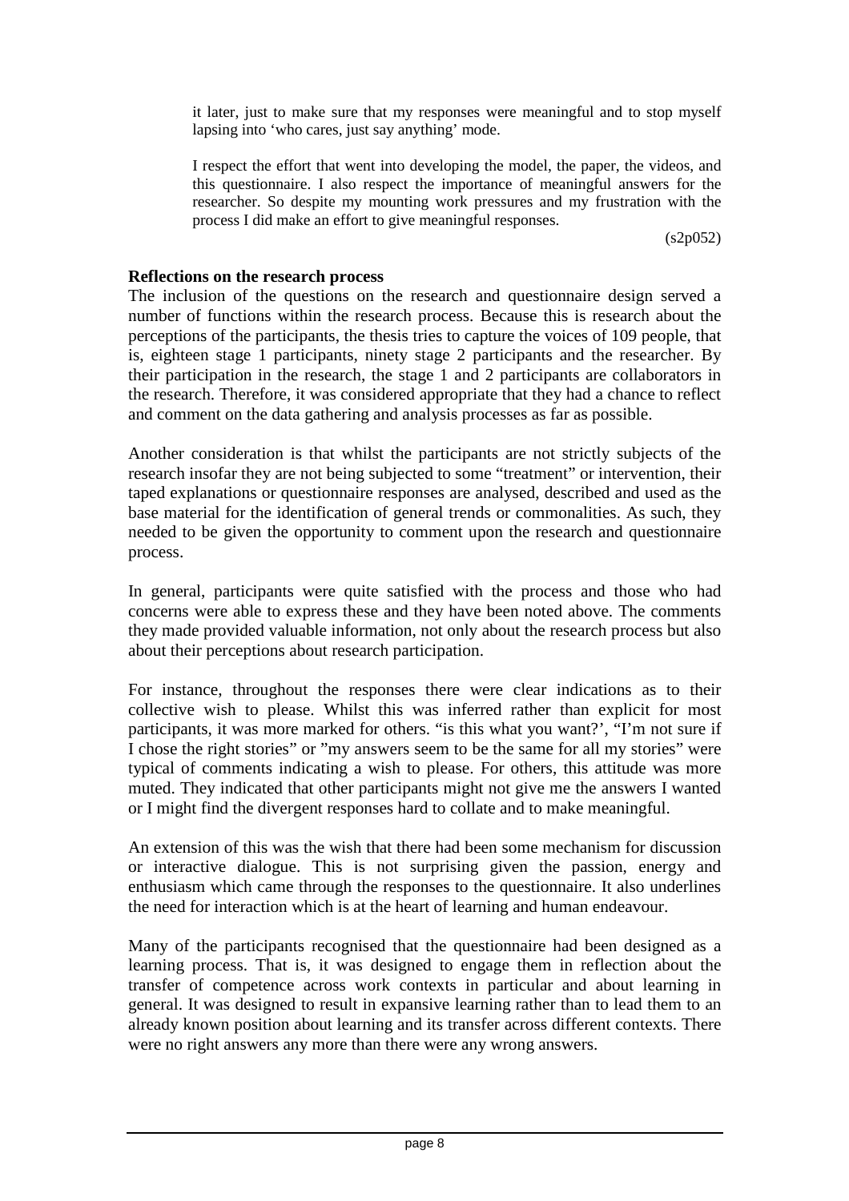> it later, just to make sure that my responses were meaningful and to stop myself lapsing into 'who cares, just say anything' mode.
>
> I respect the effort that went into developing the model, the paper, the videos, and this questionnaire. I also respect the importance of meaningful answers for the researcher. So despite my mounting work pressures and my frustration with the process I did make an effort to give meaningful responses.
>
> (s2p052)

**Reflections on the research process**

The inclusion of the questions on the research and questionnaire design served a number of functions within the research process. Because this is research about the perceptions of the participants, the thesis tries to capture the voices of 109 people, that is, eighteen stage 1 participants, ninety stage 2 participants and the researcher. By their participation in the research, the stage 1 and 2 participants are collaborators in the research. Therefore, it was considered appropriate that they had a chance to reflect and comment on the data gathering and analysis processes as far as possible.

Another consideration is that whilst the participants are not strictly subjects of the research insofar they are not being subjected to some "treatment" or intervention, their taped explanations or questionnaire responses are analysed, described and used as the base material for the identification of general trends or commonalities. As such, they needed to be given the opportunity to comment upon the research and questionnaire process.

In general, participants were quite satisfied with the process and those who had concerns were able to express these and they have been noted above. The comments they made provided valuable information, not only about the research process but also about their perceptions about research participation.

For instance, throughout the responses there were clear indications as to their collective wish to please. Whilst this was inferred rather than explicit for most participants, it was more marked for others. "is this what you want?', "I'm not sure if I chose the right stories" or "my answers seem to be the same for all my stories" were typical of comments indicating a wish to please. For others, this attitude was more muted. They indicated that other participants might not give me the answers I wanted or I might find the divergent responses hard to collate and to make meaningful.

An extension of this was the wish that there had been some mechanism for discussion or interactive dialogue. This is not surprising given the passion, energy and enthusiasm which came through the responses to the questionnaire. It also underlines the need for interaction which is at the heart of learning and human endeavour.

Many of the participants recognised that the questionnaire had been designed as a learning process. That is, it was designed to engage them in reflection about the transfer of competence across work contexts in particular and about learning in general. It was designed to result in expansive learning rather than to lead them to an already known position about learning and its transfer across different contexts. There were no right answers any more than there were any wrong answers.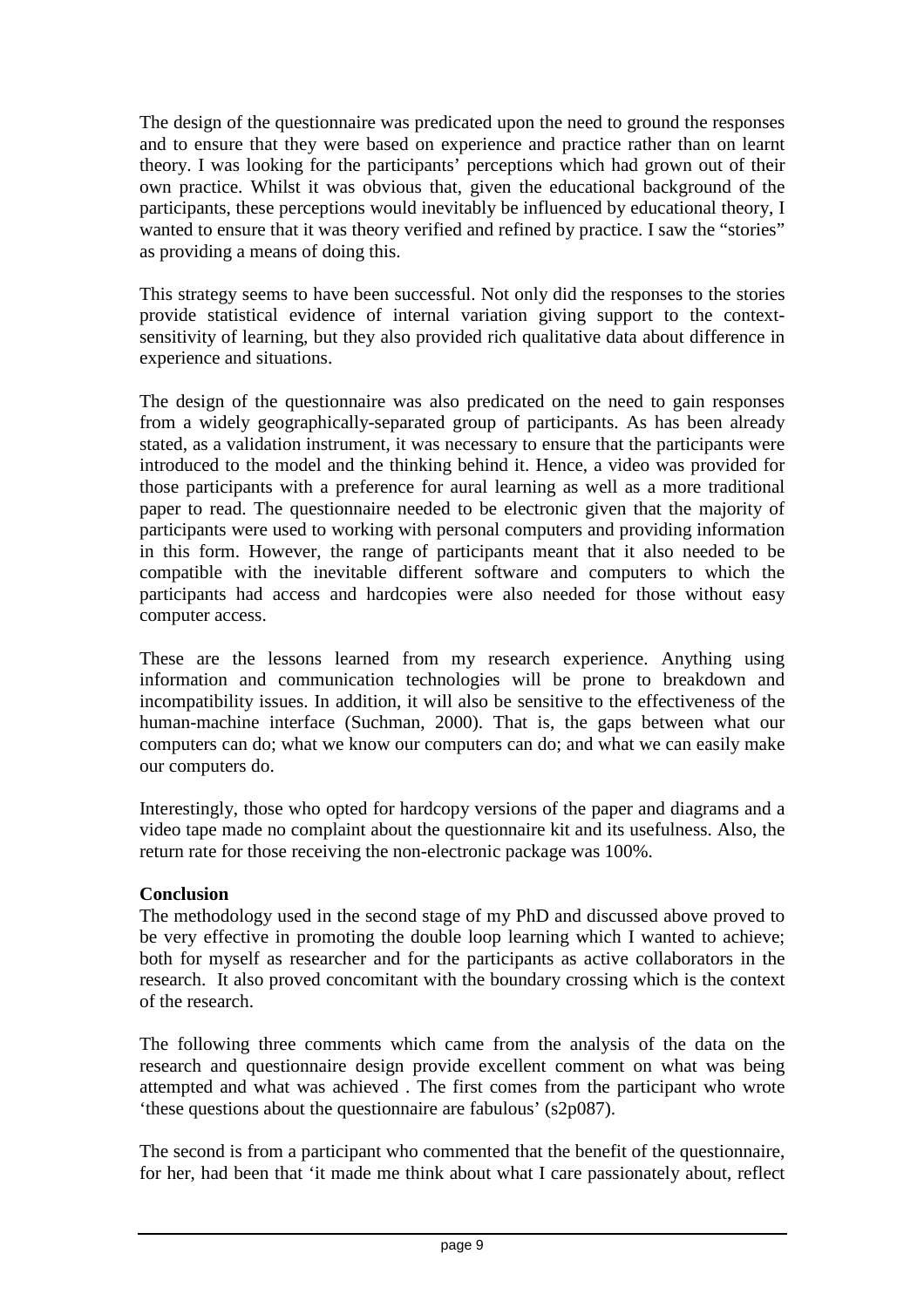The design of the questionnaire was predicated upon the need to ground the responses and to ensure that they were based on experience and practice rather than on learnt theory. I was looking for the participants' perceptions which had grown out of their own practice. Whilst it was obvious that, given the educational background of the participants, these perceptions would inevitably be influenced by educational theory, I wanted to ensure that it was theory verified and refined by practice. I saw the "stories" as providing a means of doing this.

This strategy seems to have been successful. Not only did the responses to the stories provide statistical evidence of internal variation giving support to the context-sensitivity of learning, but they also provided rich qualitative data about difference in experience and situations.

The design of the questionnaire was also predicated on the need to gain responses from a widely geographically-separated group of participants. As has been already stated, as a validation instrument, it was necessary to ensure that the participants were introduced to the model and the thinking behind it. Hence, a video was provided for those participants with a preference for aural learning as well as a more traditional paper to read. The questionnaire needed to be electronic given that the majority of participants were used to working with personal computers and providing information in this form. However, the range of participants meant that it also needed to be compatible with the inevitable different software and computers to which the participants had access and hardcopies were also needed for those without easy computer access.

These are the lessons learned from my research experience. Anything using information and communication technologies will be prone to breakdown and incompatibility issues. In addition, it will also be sensitive to the effectiveness of the human-machine interface (Suchman, 2000). That is, the gaps between what our computers can do; what we know our computers can do; and what we can easily make our computers do.

Interestingly, those who opted for hardcopy versions of the paper and diagrams and a video tape made no complaint about the questionnaire kit and its usefulness. Also, the return rate for those receiving the non-electronic package was 100%.

**Conclusion**

The methodology used in the second stage of my PhD and discussed above proved to be very effective in promoting the double loop learning which I wanted to achieve; both for myself as researcher and for the participants as active collaborators in the research. It also proved concomitant with the boundary crossing which is the context of the research.

The following three comments which came from the analysis of the data on the research and questionnaire design provide excellent comment on what was being attempted and what was achieved . The first comes from the participant who wrote 'these questions about the questionnaire are fabulous' (s2p087).

The second is from a participant who commented that the benefit of the questionnaire, for her, had been that 'it made me think about what I care passionately about, reflect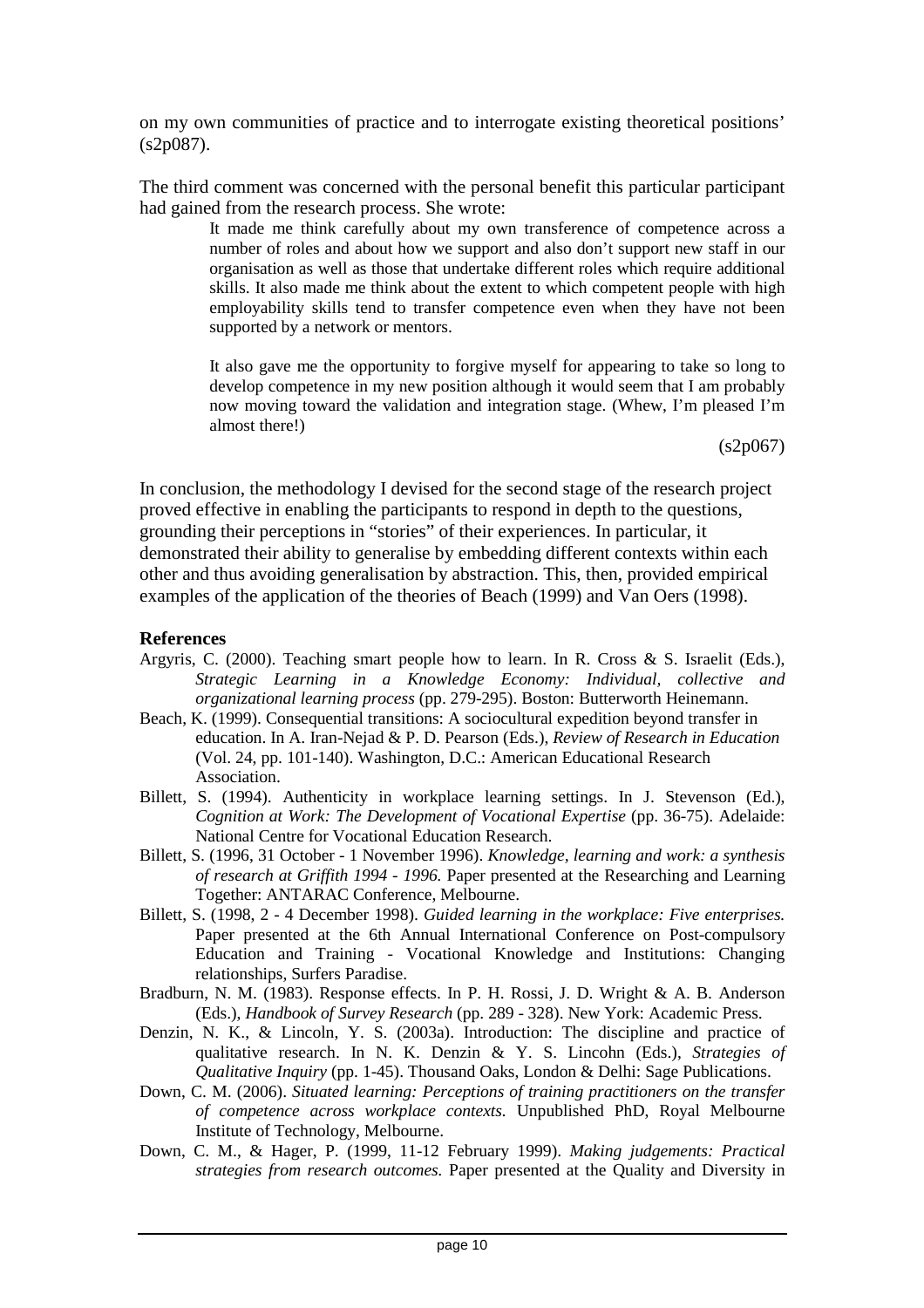on my own communities of practice and to interrogate existing theoretical positions' (s2p087).

The third comment was concerned with the personal benefit this particular participant had gained from the research process. She wrote:

> It made me think carefully about my own transference of competence across a number of roles and about how we support and also don't support new staff in our organisation as well as those that undertake different roles which require additional skills. It also made me think about the extent to which competent people with high employability skills tend to transfer competence even when they have not been supported by a network or mentors.
>
> It also gave me the opportunity to forgive myself for appearing to take so long to develop competence in my new position although it would seem that I am probably now moving toward the validation and integration stage. (Whew, I'm pleased I'm almost there!)
>
> (s2p067)

In conclusion, the methodology I devised for the second stage of the research project proved effective in enabling the participants to respond in depth to the questions, grounding their perceptions in "stories" of their experiences. In particular, it demonstrated their ability to generalise by embedding different contexts within each other and thus avoiding generalisation by abstraction. This, then, provided empirical examples of the application of the theories of Beach (1999) and Van Oers (1998).

**References**

Argyris, C. (2000). Teaching smart people how to learn. In R. Cross & S. Israelit (Eds.), *Strategic Learning in a Knowledge Economy: Individual, collective and organizational learning process* (pp. 279-295). Boston: Butterworth Heinemann.

Beach, K. (1999). Consequential transitions: A sociocultural expedition beyond transfer in education. In A. Iran-Nejad & P. D. Pearson (Eds.), *Review of Research in Education* (Vol. 24, pp. 101-140). Washington, D.C.: American Educational Research Association.

Billett, S. (1994). Authenticity in workplace learning settings. In J. Stevenson (Ed.), *Cognition at Work: The Development of Vocational Expertise* (pp. 36-75). Adelaide: National Centre for Vocational Education Research.

Billett, S. (1996, 31 October - 1 November 1996). *Knowledge, learning and work: a synthesis of research at Griffith 1994 - 1996.* Paper presented at the Researching and Learning Together: ANTARAC Conference, Melbourne.

Billett, S. (1998, 2 - 4 December 1998). *Guided learning in the workplace: Five enterprises.* Paper presented at the 6th Annual International Conference on Post-compulsory Education and Training - Vocational Knowledge and Institutions: Changing relationships, Surfers Paradise.

Bradburn, N. M. (1983). Response effects. In P. H. Rossi, J. D. Wright & A. B. Anderson (Eds.), *Handbook of Survey Research* (pp. 289 - 328). New York: Academic Press.

Denzin, N. K., & Lincoln, Y. S. (2003a). Introduction: The discipline and practice of qualitative research. In N. K. Denzin & Y. S. Lincohn (Eds.), *Strategies of Qualitative Inquiry* (pp. 1-45). Thousand Oaks, London & Delhi: Sage Publications.

Down, C. M. (2006). *Situated learning: Perceptions of training practitioners on the transfer of competence across workplace contexts.* Unpublished PhD, Royal Melbourne Institute of Technology, Melbourne.

Down, C. M., & Hager, P. (1999, 11-12 February 1999). *Making judgements: Practical strategies from research outcomes.* Paper presented at the Quality and Diversity in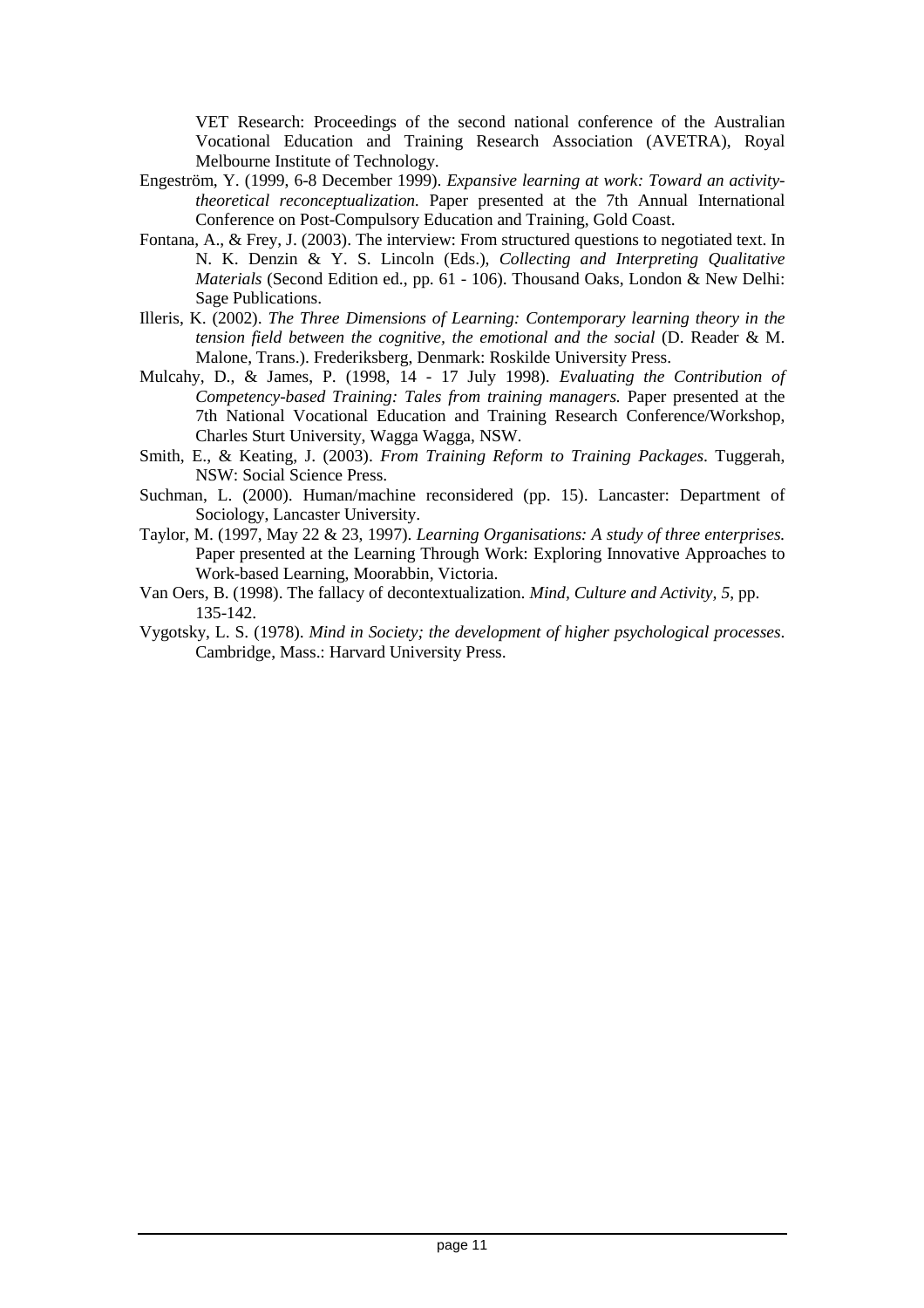VET Research: Proceedings of the second national conference of the Australian Vocational Education and Training Research Association (AVETRA), Royal Melbourne Institute of Technology.

Engeström, Y. (1999, 6-8 December 1999). *Expansive learning at work: Toward an activity-theoretical reconceptualization.* Paper presented at the 7th Annual International Conference on Post-Compulsory Education and Training, Gold Coast.

Fontana, A., & Frey, J. (2003). The interview: From structured questions to negotiated text. In N. K. Denzin & Y. S. Lincoln (Eds.), *Collecting and Interpreting Qualitative Materials* (Second Edition ed., pp. 61 - 106). Thousand Oaks, London & New Delhi: Sage Publications.

Illeris, K. (2002). *The Three Dimensions of Learning: Contemporary learning theory in the tension field between the cognitive, the emotional and the social* (D. Reader & M. Malone, Trans.). Frederiksberg, Denmark: Roskilde University Press.

Mulcahy, D., & James, P. (1998, 14 - 17 July 1998). *Evaluating the Contribution of Competency-based Training: Tales from training managers.* Paper presented at the 7th National Vocational Education and Training Research Conference/Workshop, Charles Sturt University, Wagga Wagga, NSW.

Smith, E., & Keating, J. (2003). *From Training Reform to Training Packages*. Tuggerah, NSW: Social Science Press.

Suchman, L. (2000). Human/machine reconsidered (pp. 15). Lancaster: Department of Sociology, Lancaster University.

Taylor, M. (1997, May 22 & 23, 1997). *Learning Organisations: A study of three enterprises.* Paper presented at the Learning Through Work: Exploring Innovative Approaches to Work-based Learning, Moorabbin, Victoria.

Van Oers, B. (1998). The fallacy of decontextualization. *Mind, Culture and Activity, 5*, pp. 135-142.

Vygotsky, L. S. (1978). *Mind in Society; the development of higher psychological processes*. Cambridge, Mass.: Harvard University Press.